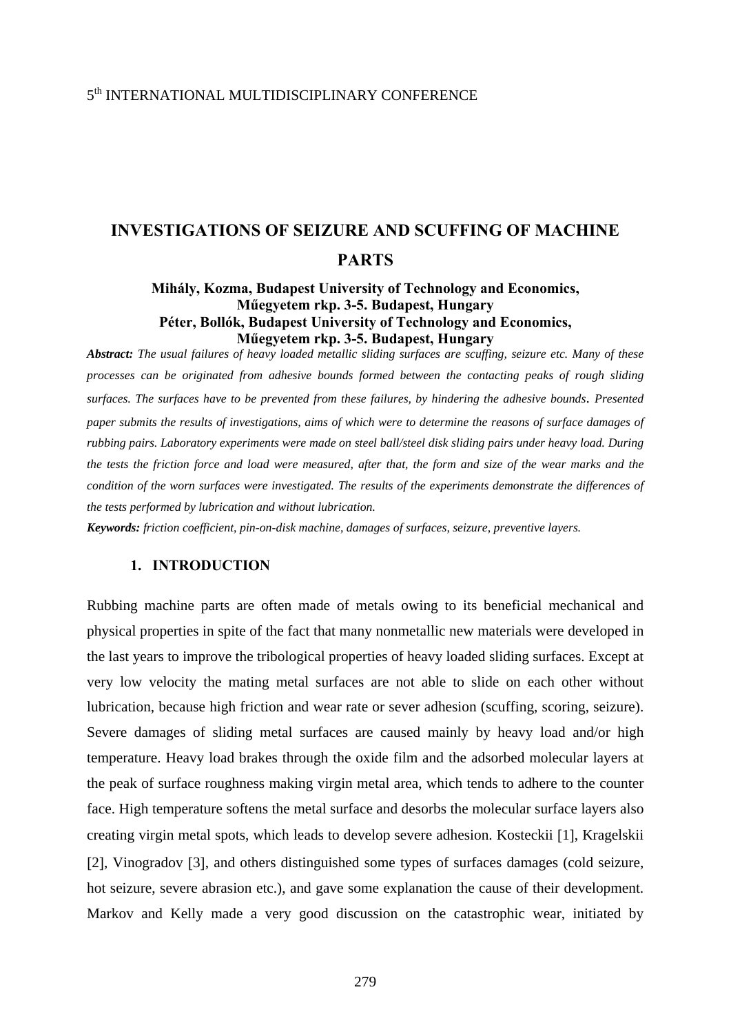5th INTERNATIONAL MULTIDISCIPLINARY CONFERENCE

# INVESTIGATIONS OF SEIZURE AND SCUFFING OF MACHINE PARTS

**Mihály, Kozma, Budapest University of Technology and Economics, Műegyetem rkp. 3-5. Budapest, Hungary**
**Péter, Bollók, Budapest University of Technology and Economics, Műegyetem rkp. 3-5. Budapest, Hungary**

***Abstract:*** *The usual failures of heavy loaded metallic sliding surfaces are scuffing, seizure etc. Many of these processes can be originated from adhesive bounds formed between the contacting peaks of rough sliding surfaces. The surfaces have to be prevented from these failures, by hindering the adhesive bounds. Presented paper submits the results of investigations, aims of which were to determine the reasons of surface damages of rubbing pairs. Laboratory experiments were made on steel ball/steel disk sliding pairs under heavy load. During the tests the friction force and load were measured, after that, the form and size of the wear marks and the condition of the worn surfaces were investigated. The results of the experiments demonstrate the differences of the tests performed by lubrication and without lubrication.*

***Keywords:*** *friction coefficient, pin-on-disk machine, damages of surfaces, seizure, preventive layers.*

## 1. INTRODUCTION

Rubbing machine parts are often made of metals owing to its beneficial mechanical and physical properties in spite of the fact that many nonmetallic new materials were developed in the last years to improve the tribological properties of heavy loaded sliding surfaces. Except at very low velocity the mating metal surfaces are not able to slide on each other without lubrication, because high friction and wear rate or sever adhesion (scuffing, scoring, seizure). Severe damages of sliding metal surfaces are caused mainly by heavy load and/or high temperature. Heavy load brakes through the oxide film and the adsorbed molecular layers at the peak of surface roughness making virgin metal area, which tends to adhere to the counter face. High temperature softens the metal surface and desorbs the molecular surface layers also creating virgin metal spots, which leads to develop severe adhesion. Kosteckii [1], Kragelskii [2], Vinogradov [3], and others distinguished some types of surfaces damages (cold seizure, hot seizure, severe abrasion etc.), and gave some explanation the cause of their development. Markov and Kelly made a very good discussion on the catastrophic wear, initiated by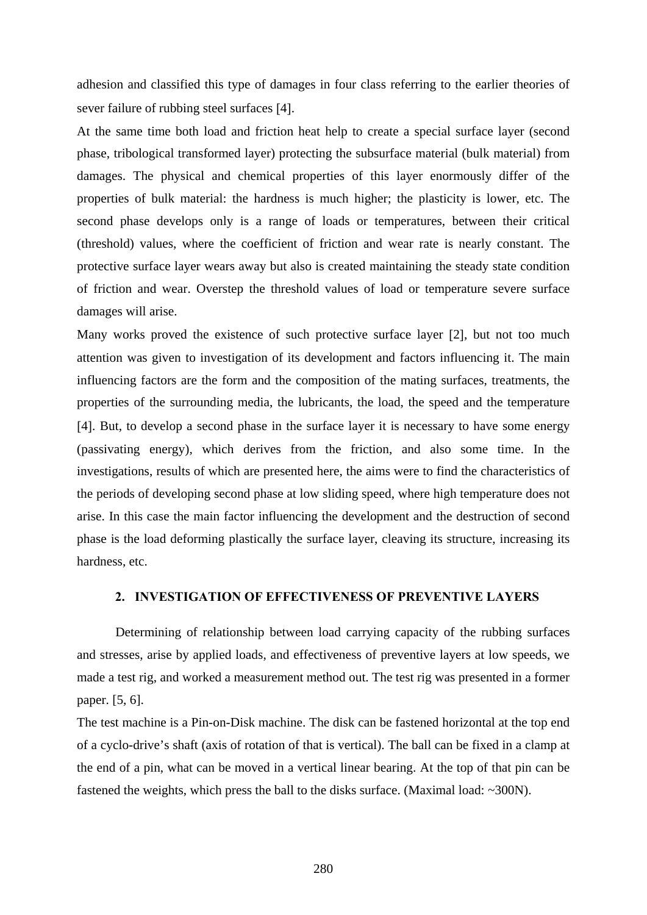adhesion and classified this type of damages in four class referring to the earlier theories of sever failure of rubbing steel surfaces [4].

At the same time both load and friction heat help to create a special surface layer (second phase, tribological transformed layer) protecting the subsurface material (bulk material) from damages. The physical and chemical properties of this layer enormously differ of the properties of bulk material: the hardness is much higher; the plasticity is lower, etc. The second phase develops only is a range of loads or temperatures, between their critical (threshold) values, where the coefficient of friction and wear rate is nearly constant. The protective surface layer wears away but also is created maintaining the steady state condition of friction and wear. Overstep the threshold values of load or temperature severe surface damages will arise.

Many works proved the existence of such protective surface layer [2], but not too much attention was given to investigation of its development and factors influencing it. The main influencing factors are the form and the composition of the mating surfaces, treatments, the properties of the surrounding media, the lubricants, the load, the speed and the temperature [4]. But, to develop a second phase in the surface layer it is necessary to have some energy (passivating energy), which derives from the friction, and also some time. In the investigations, results of which are presented here, the aims were to find the characteristics of the periods of developing second phase at low sliding speed, where high temperature does not arise. In this case the main factor influencing the development and the destruction of second phase is the load deforming plastically the surface layer, cleaving its structure, increasing its hardness, etc.

## 2. INVESTIGATION OF EFFECTIVENESS OF PREVENTIVE LAYERS

Determining of relationship between load carrying capacity of the rubbing surfaces and stresses, arise by applied loads, and effectiveness of preventive layers at low speeds, we made a test rig, and worked a measurement method out. The test rig was presented in a former paper. [5, 6].

The test machine is a Pin-on-Disk machine. The disk can be fastened horizontal at the top end of a cyclo-drive's shaft (axis of rotation of that is vertical). The ball can be fixed in a clamp at the end of a pin, what can be moved in a vertical linear bearing. At the top of that pin can be fastened the weights, which press the ball to the disks surface. (Maximal load: ~300N).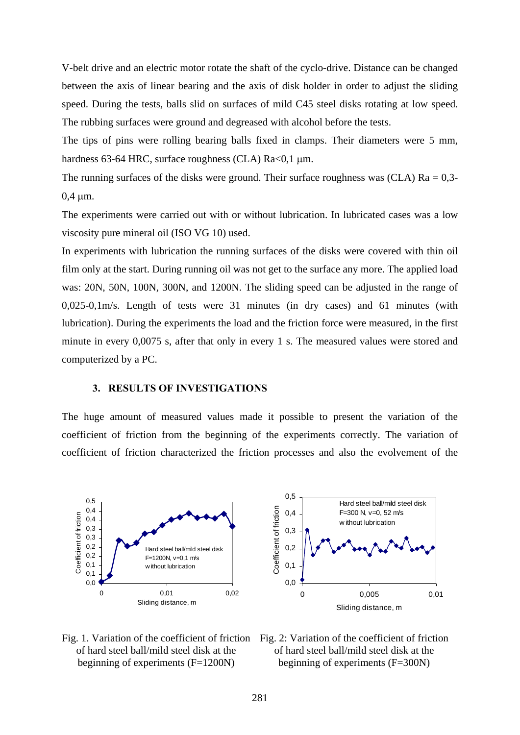V-belt drive and an electric motor rotate the shaft of the cyclo-drive. Distance can be changed between the axis of linear bearing and the axis of disk holder in order to adjust the sliding speed. During the tests, balls slid on surfaces of mild C45 steel disks rotating at low speed. The rubbing surfaces were ground and degreased with alcohol before the tests.

The tips of pins were rolling bearing balls fixed in clamps. Their diameters were 5 mm, hardness 63-64 HRC, surface roughness (CLA) Ra<0,1 μm.

The running surfaces of the disks were ground. Their surface roughness was (CLA) Ra = 0,3-0,4 μm.

The experiments were carried out with or without lubrication. In lubricated cases was a low viscosity pure mineral oil (ISO VG 10) used.

In experiments with lubrication the running surfaces of the disks were covered with thin oil film only at the start. During running oil was not get to the surface any more. The applied load was: 20N, 50N, 100N, 300N, and 1200N. The sliding speed can be adjusted in the range of 0,025-0,1m/s. Length of tests were 31 minutes (in dry cases) and 61 minutes (with lubrication). During the experiments the load and the friction force were measured, in the first minute in every 0,0075 s, after that only in every 1 s. The measured values were stored and computerized by a PC.

## 3. RESULTS OF INVESTIGATIONS

The huge amount of measured values made it possible to present the variation of the coefficient of friction from the beginning of the experiments correctly. The variation of coefficient of friction characterized the friction processes and also the evolvement of the

Fig. 1. Variation of the coefficient of friction of hard steel ball/mild steel disk at the beginning of experiments (F=1200N)

Fig. 2: Variation of the coefficient of friction of hard steel ball/mild steel disk at the beginning of experiments (F=300N)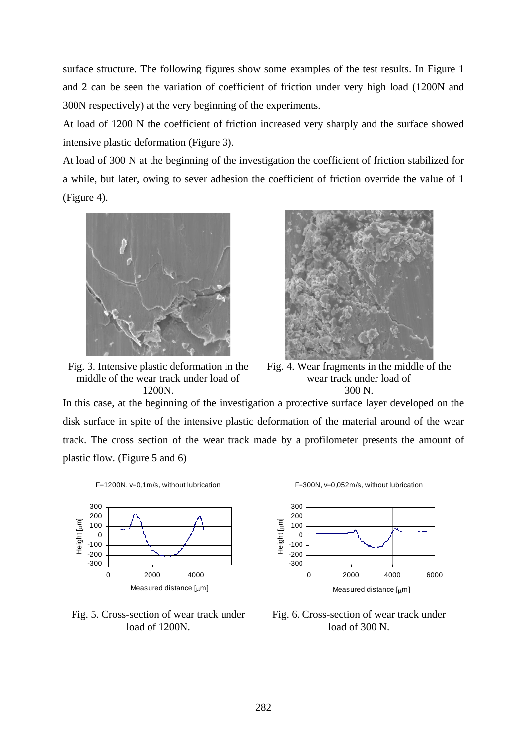surface structure. The following figures show some examples of the test results. In Figure 1 and 2 can be seen the variation of coefficient of friction under very high load (1200N and 300N respectively) at the very beginning of the experiments.

At load of 1200 N the coefficient of friction increased very sharply and the surface showed intensive plastic deformation (Figure 3).

At load of 300 N at the beginning of the investigation the coefficient of friction stabilized for a while, but later, owing to sever adhesion the coefficient of friction override the value of 1 (Figure 4).

Fig. 3. Intensive plastic deformation in the middle of the wear track under load of 1200N.

Fig. 4. Wear fragments in the middle of the wear track under load of 300 N.

In this case, at the beginning of the investigation a protective surface layer developed on the disk surface in spite of the intensive plastic deformation of the material around of the wear track. The cross section of the wear track made by a profilometer presents the amount of plastic flow. (Figure 5 and 6)

Fig. 5. Cross-section of wear track under load of 1200N.

Fig. 6. Cross-section of wear track under load of 300 N.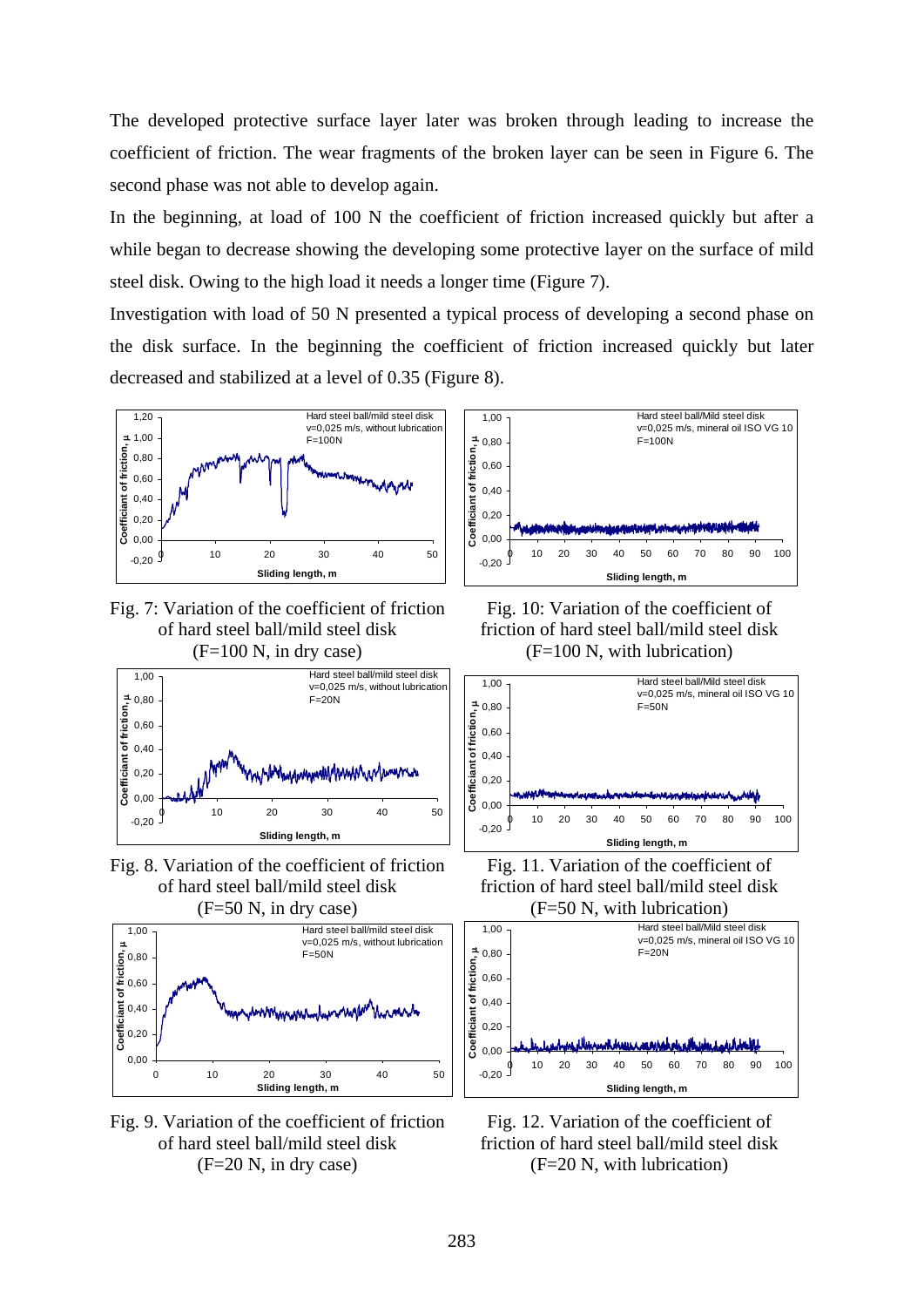The developed protective surface layer later was broken through leading to increase the coefficient of friction. The wear fragments of the broken layer can be seen in Figure 6. The second phase was not able to develop again.

In the beginning, at load of 100 N the coefficient of friction increased quickly but after a while began to decrease showing the developing some protective layer on the surface of mild steel disk. Owing to the high load it needs a longer time (Figure 7).

Investigation with load of 50 N presented a typical process of developing a second phase on the disk surface. In the beginning the coefficient of friction increased quickly but later decreased and stabilized at a level of 0.35 (Figure 8).

Fig. 7: Variation of the coefficient of friction of hard steel ball/mild steel disk (F=100 N, in dry case)

Fig. 10: Variation of the coefficient of friction of hard steel ball/mild steel disk (F=100 N, with lubrication)

Fig. 8. Variation of the coefficient of friction of hard steel ball/mild steel disk (F=50 N, in dry case)

Fig. 11. Variation of the coefficient of friction of hard steel ball/mild steel disk (F=50 N, with lubrication)

Fig. 9. Variation of the coefficient of friction of hard steel ball/mild steel disk (F=20 N, in dry case)

Fig. 12. Variation of the coefficient of friction of hard steel ball/mild steel disk (F=20 N, with lubrication)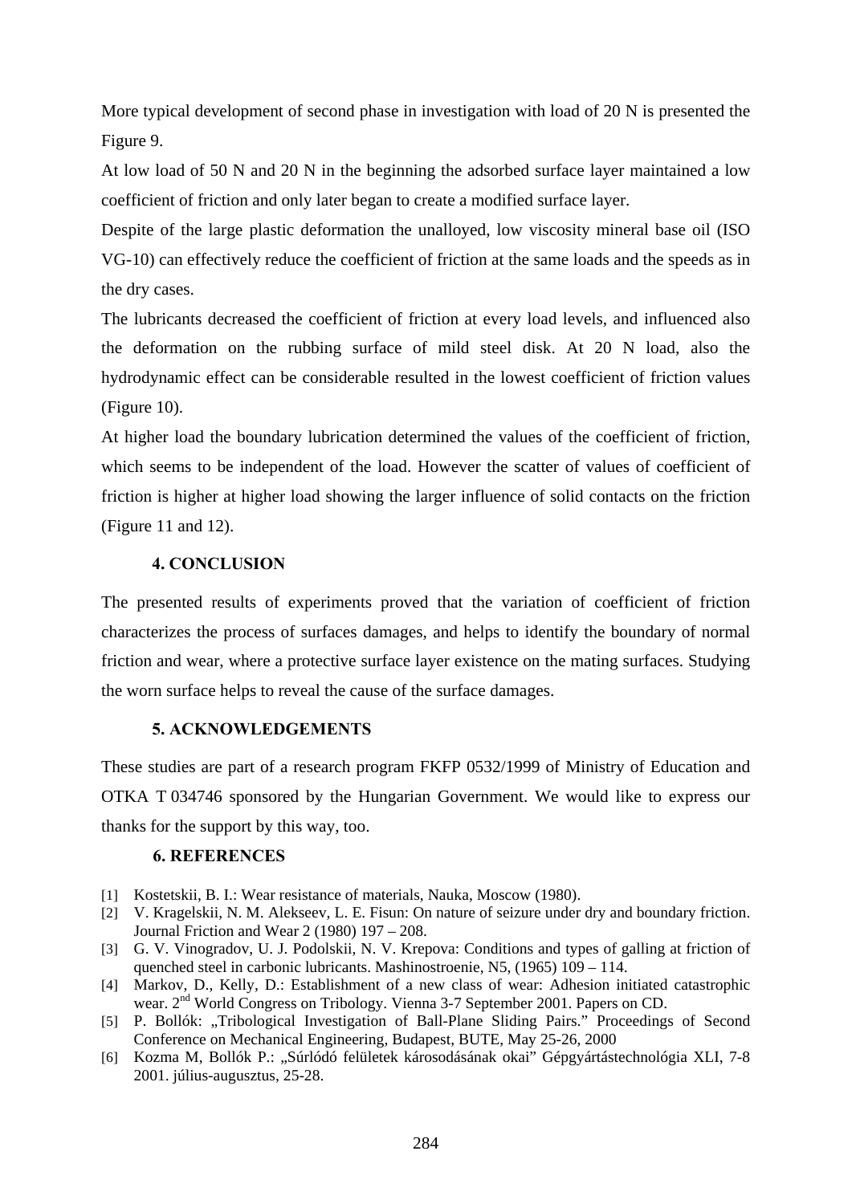More typical development of second phase in investigation with load of 20 N is presented the Figure 9.

At low load of 50 N and 20 N in the beginning the adsorbed surface layer maintained a low coefficient of friction and only later began to create a modified surface layer.

Despite of the large plastic deformation the unalloyed, low viscosity mineral base oil (ISO VG-10) can effectively reduce the coefficient of friction at the same loads and the speeds as in the dry cases.

The lubricants decreased the coefficient of friction at every load levels, and influenced also the deformation on the rubbing surface of mild steel disk. At 20 N load, also the hydrodynamic effect can be considerable resulted in the lowest coefficient of friction values (Figure 10).

At higher load the boundary lubrication determined the values of the coefficient of friction, which seems to be independent of the load. However the scatter of values of coefficient of friction is higher at higher load showing the larger influence of solid contacts on the friction (Figure 11 and 12).

## 4. CONCLUSION

The presented results of experiments proved that the variation of coefficient of friction characterizes the process of surfaces damages, and helps to identify the boundary of normal friction and wear, where a protective surface layer existence on the mating surfaces. Studying the worn surface helps to reveal the cause of the surface damages.

## 5. ACKNOWLEDGEMENTS

These studies are part of a research program FKFP 0532/1999 of Ministry of Education and OTKA T 034746 sponsored by the Hungarian Government. We would like to express our thanks for the support by this way, too.

## 6. REFERENCES

[1] Kostetskii, B. I.: Wear resistance of materials, Nauka, Moscow (1980).

[2] V. Kragelskii, N. M. Alekseev, L. E. Fisun: On nature of seizure under dry and boundary friction. Journal Friction and Wear 2 (1980) 197 – 208.

[3] G. V. Vinogradov, U. J. Podolskii, N. V. Krepova: Conditions and types of galling at friction of quenched steel in carbonic lubricants. Mashinostroenie, N5, (1965) 109 – 114.

[4] Markov, D., Kelly, D.: Establishment of a new class of wear: Adhesion initiated catastrophic wear. 2nd World Congress on Tribology. Vienna 3-7 September 2001. Papers on CD.

[5] P. Bollók: „Tribological Investigation of Ball-Plane Sliding Pairs." Proceedings of Second Conference on Mechanical Engineering, Budapest, BUTE, May 25-26, 2000

[6] Kozma M, Bollók P.: „Súrlódó felületek károsodásának okai" Gépgyártástechnológia XLI, 7-8 2001. július-augusztus, 25-28.